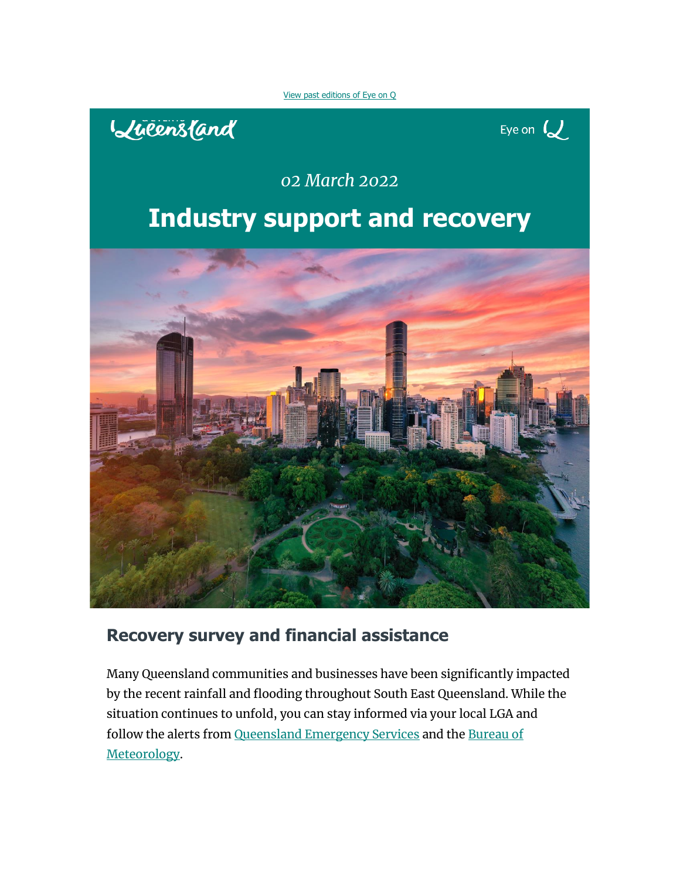View past editions of Eye on Q

Queensland

Eye on Q

*02 March 2022*

# Industry support and recovery

## Recovery survey and financial assistance

Many Queensland communities and businesses have been significantly impacted by the recent rainfall and flooding throughout South East Queensland. While the situation continues to unfold, you can stay informed via your local LGA and follow the alerts from Queensland Emergency Services and the Bureau of Meteorology.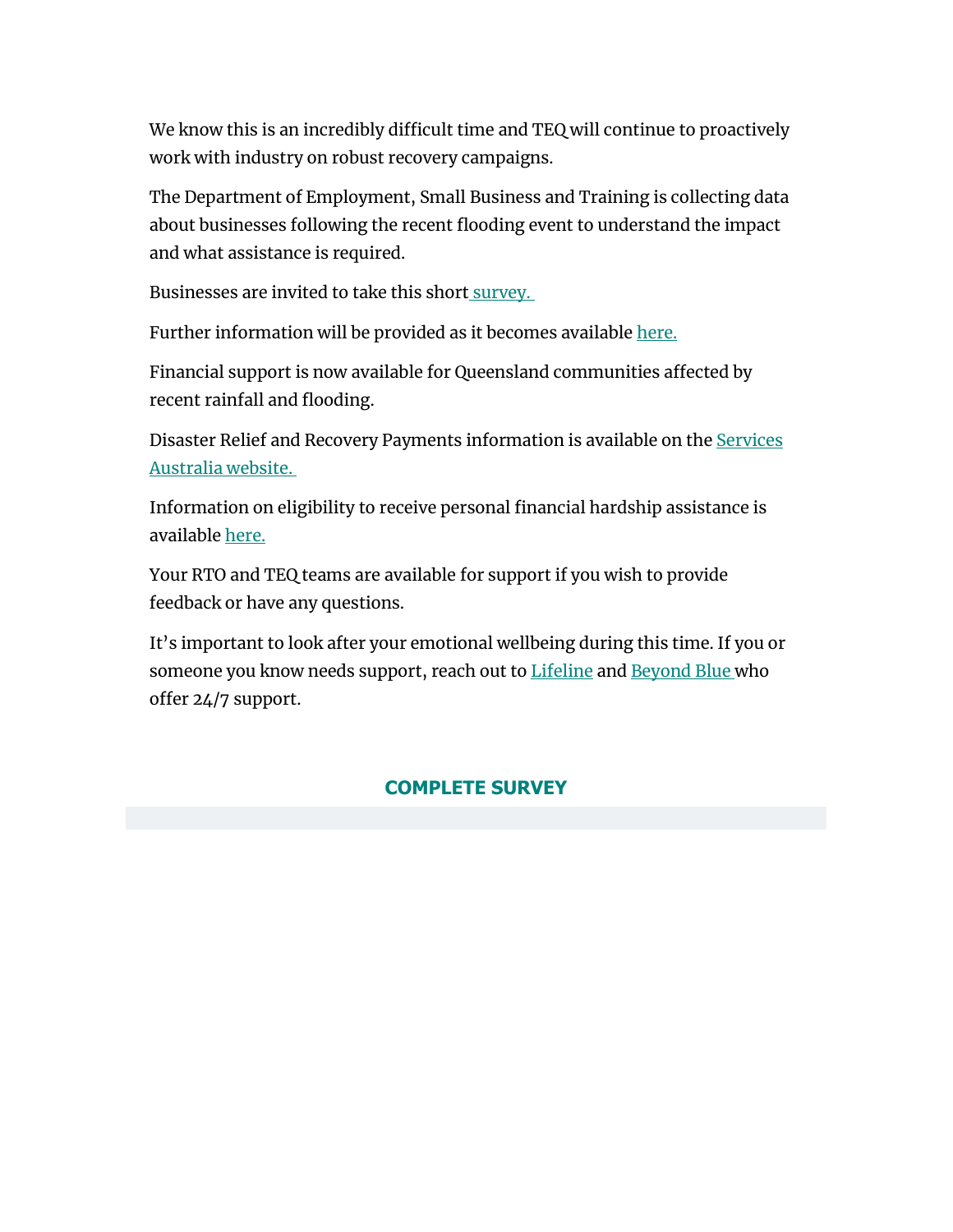We know this is an incredibly difficult time and TEQ will continue to proactively work with industry on robust recovery campaigns.

The Department of Employment, Small Business and Training is collecting data about businesses following the recent flooding event to understand the impact and what assistance is required.

Businesses are invited to take this short survey.

Further information will be provided as it becomes available here.

Financial support is now available for Queensland communities affected by recent rainfall and flooding.

Disaster Relief and Recovery Payments information is available on the Services Australia website.

Information on eligibility to receive personal financial hardship assistance is available here.

Your RTO and TEQ teams are available for support if you wish to provide feedback or have any questions.

It's important to look after your emotional wellbeing during this time. If you or someone you know needs support, reach out to Lifeline and Beyond Blue who offer 24/7 support.

**COMPLETE SURVEY**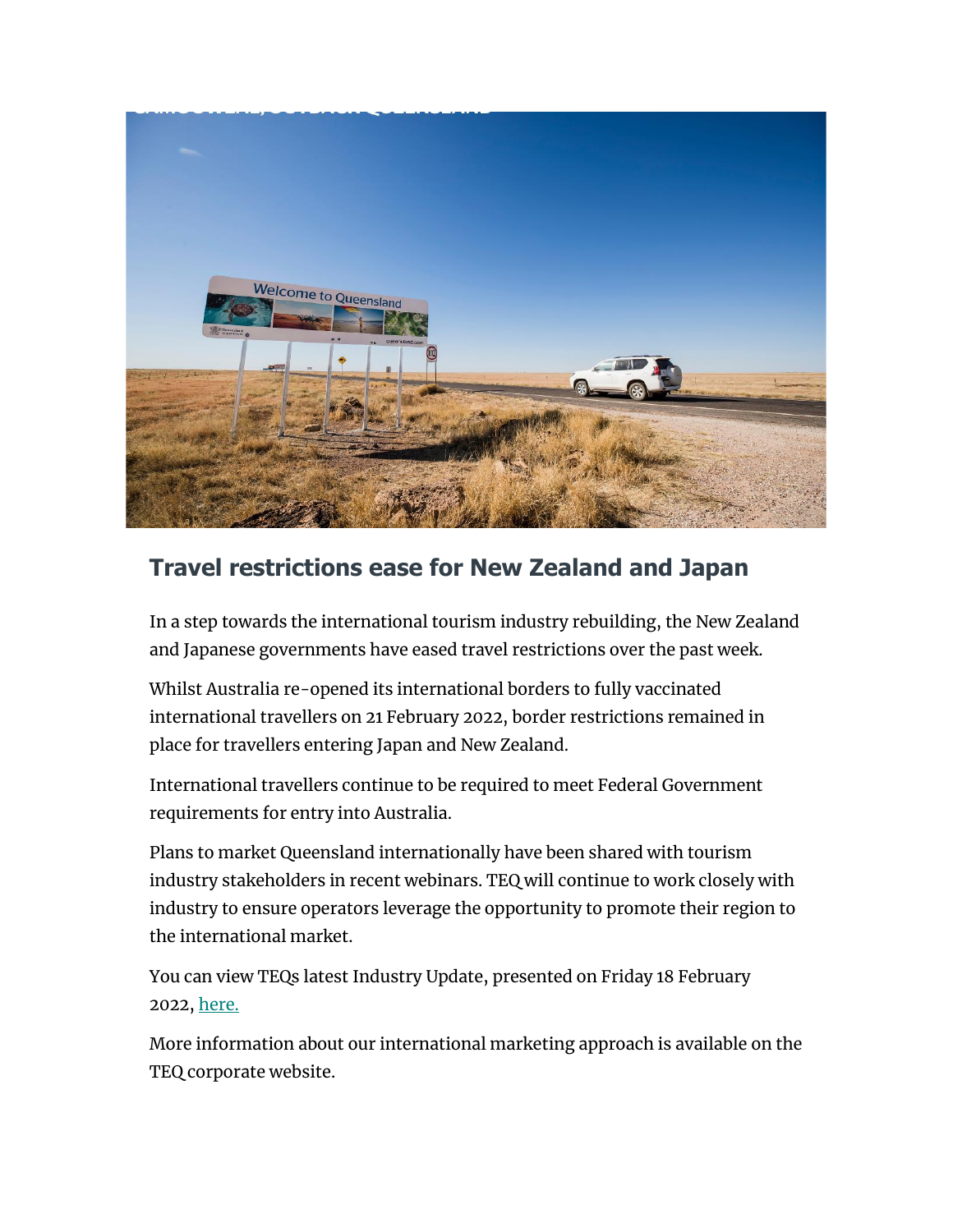## Travel restrictions ease for New Zealand and Japan

In a step towards the international tourism industry rebuilding, the New Zealand and Japanese governments have eased travel restrictions over the past week.

Whilst Australia re-opened its international borders to fully vaccinated international travellers on 21 February 2022, border restrictions remained in place for travellers entering Japan and New Zealand.

International travellers continue to be required to meet Federal Government requirements for entry into Australia.

Plans to market Queensland internationally have been shared with tourism industry stakeholders in recent webinars. TEQ will continue to work closely with industry to ensure operators leverage the opportunity to promote their region to the international market.

You can view TEQs latest Industry Update, presented on Friday 18 February 2022, here.

More information about our international marketing approach is available on the TEQ corporate website.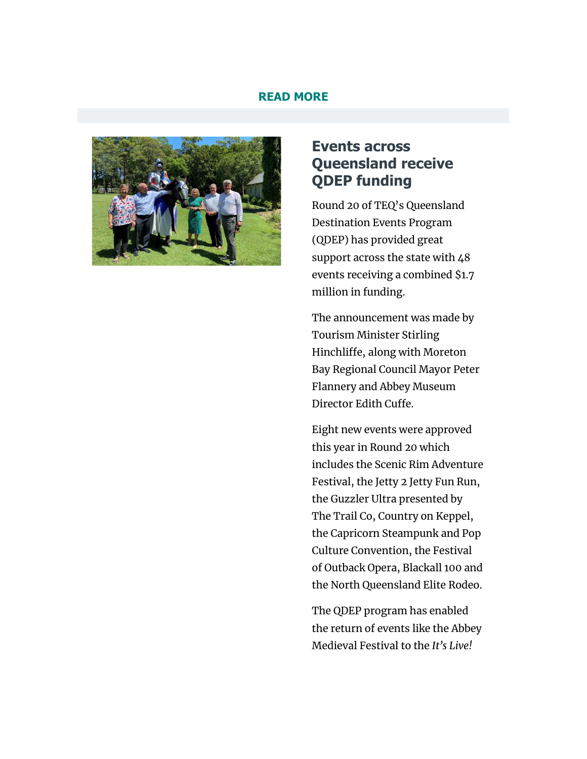**READ MORE**

## Events across Queensland receive QDEP funding

Round 20 of TEQ's Queensland Destination Events Program (QDEP) has provided great support across the state with 48 events receiving a combined $1.7 million in funding.

The announcement was made by Tourism Minister Stirling Hinchliffe, along with Moreton Bay Regional Council Mayor Peter Flannery and Abbey Museum Director Edith Cuffe.

Eight new events were approved this year in Round 20 which includes the Scenic Rim Adventure Festival, the Jetty 2 Jetty Fun Run, the Guzzler Ultra presented by The Trail Co, Country on Keppel, the Capricorn Steampunk and Pop Culture Convention, the Festival of Outback Opera, Blackall 100 and the North Queensland Elite Rodeo.

The QDEP program has enabled the return of events like the Abbey Medieval Festival to the *It's Live!*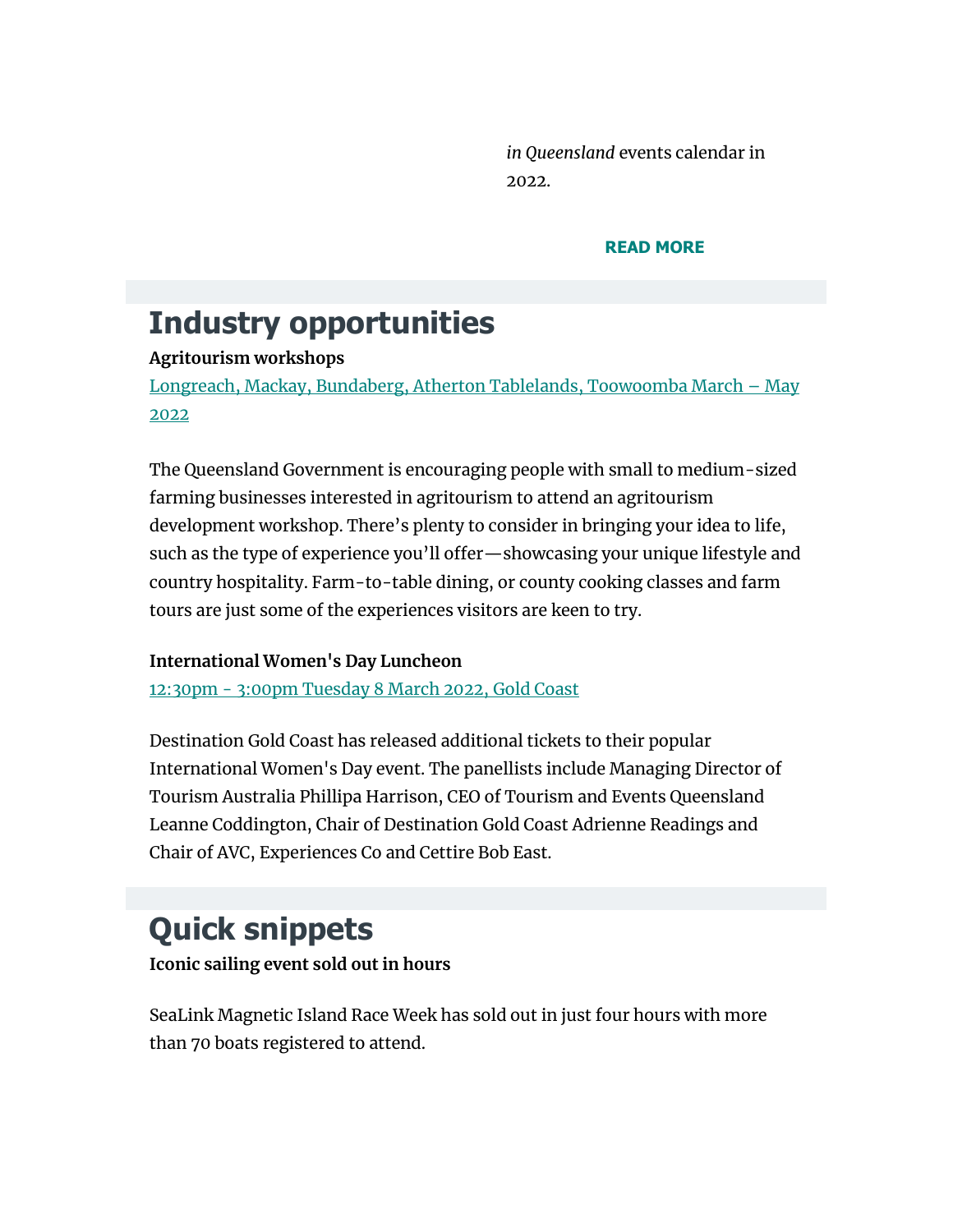*in Queensland* events calendar in 2022.

**READ MORE**

# Industry opportunities

**Agritourism workshops**

Longreach, Mackay, Bundaberg, Atherton Tablelands, Toowoomba March – May 2022

The Queensland Government is encouraging people with small to medium-sized farming businesses interested in agritourism to attend an agritourism development workshop. There's plenty to consider in bringing your idea to life, such as the type of experience you'll offer—showcasing your unique lifestyle and country hospitality. Farm-to-table dining, or county cooking classes and farm tours are just some of the experiences visitors are keen to try.

**International Women's Day Luncheon**

12:30pm - 3:00pm Tuesday 8 March 2022, Gold Coast

Destination Gold Coast has released additional tickets to their popular International Women's Day event. The panellists include Managing Director of Tourism Australia Phillipa Harrison, CEO of Tourism and Events Queensland Leanne Coddington, Chair of Destination Gold Coast Adrienne Readings and Chair of AVC, Experiences Co and Cettire Bob East.

# Quick snippets

**Iconic sailing event sold out in hours**

SeaLink Magnetic Island Race Week has sold out in just four hours with more than 70 boats registered to attend.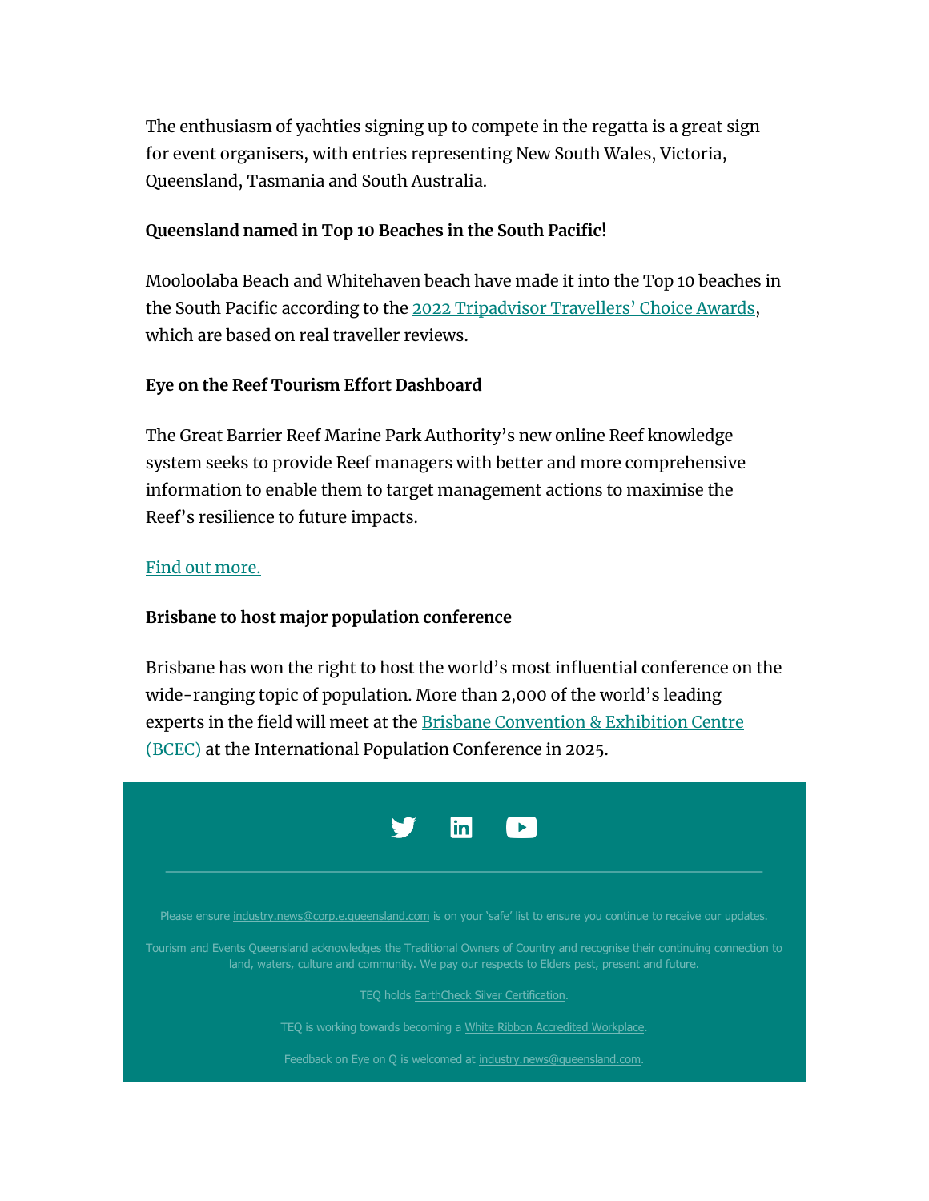The enthusiasm of yachties signing up to compete in the regatta is a great sign for event organisers, with entries representing New South Wales, Victoria, Queensland, Tasmania and South Australia.

**Queensland named in Top 10 Beaches in the South Pacific!**

Mooloolaba Beach and Whitehaven beach have made it into the Top 10 beaches in the South Pacific according to the [2022 Tripadvisor Travellers' Choice Awards], which are based on real traveller reviews.

**Eye on the Reef Tourism Effort Dashboard**

The Great Barrier Reef Marine Park Authority's new online Reef knowledge system seeks to provide Reef managers with better and more comprehensive information to enable them to target management actions to maximise the Reef's resilience to future impacts.

Find out more.

**Brisbane to host major population conference**

Brisbane has won the right to host the world's most influential conference on the wide-ranging topic of population. More than 2,000 of the world's leading experts in the field will meet at the Brisbane Convention & Exhibition Centre (BCEC) at the International Population Conference in 2025.

Please ensure industry.news@corp.e.queensland.com is on your 'safe' list to ensure you continue to receive our updates.

Tourism and Events Queensland acknowledges the Traditional Owners of Country and recognise their continuing connection to land, waters, culture and community. We pay our respects to Elders past, present and future.

TEQ holds EarthCheck Silver Certification.

TEQ is working towards becoming a White Ribbon Accredited Workplace.

Feedback on Eye on Q is welcomed at industry.news@queensland.com.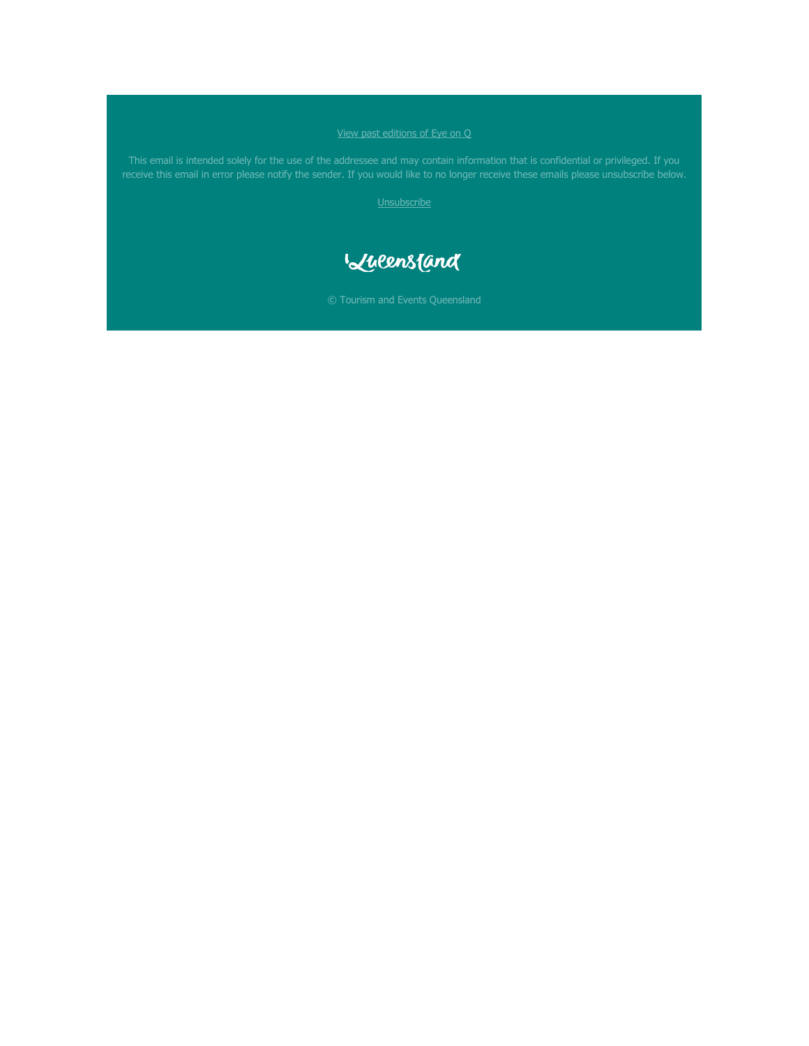View past editions of Eye on Q

This email is intended solely for the use of the addressee and may contain information that is confidential or privileged. If you receive this email in error please notify the sender. If you would like to no longer receive these emails please unsubscribe below.

Unsubscribe

Queensland

© Tourism and Events Queensland